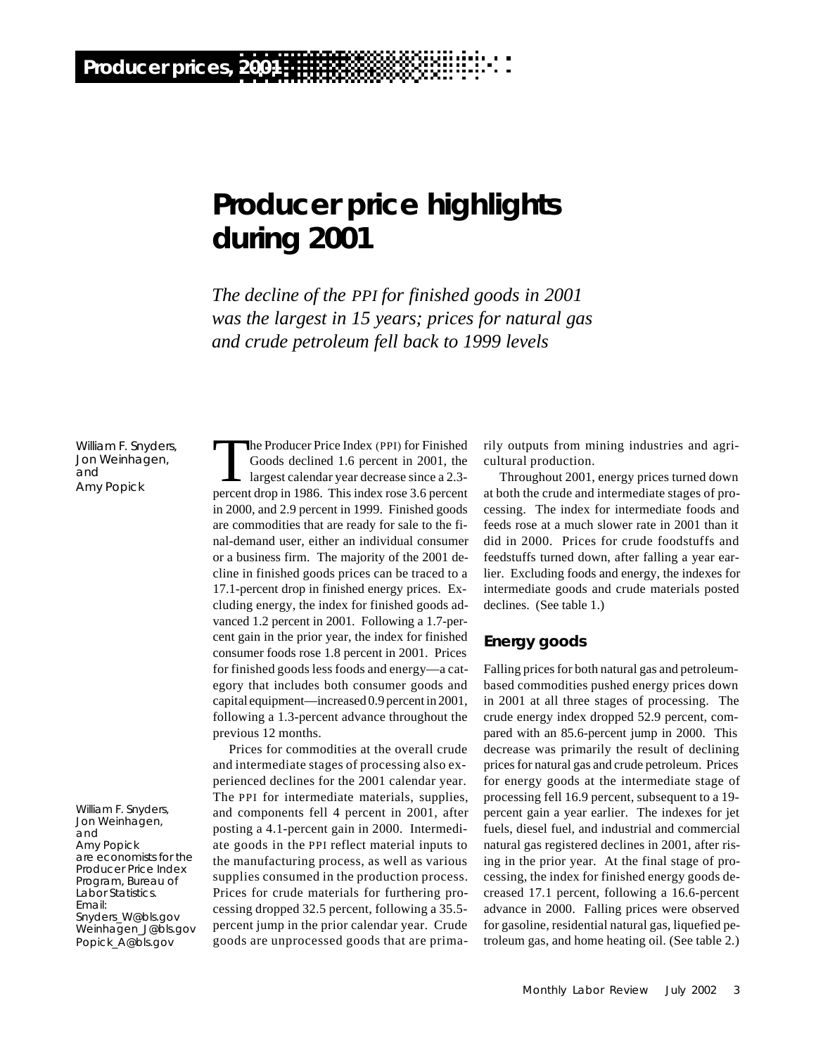# Producer price highlights during 2001

*The decline of the PPI for finished goods in 2001 was the largest in 15 years; prices for natural gas and crude petroleum fell back to 1999 levels*

William F. Snyders, Jon Weinhagen, and Amy Popick

The Producer Price Index (PPI) for Finished Goods declined 1.6 percent in 2001, the largest calendar year decrease since a 2.3-percent drop in 1986. This index rose 3.6 percent in 2000, and 2.9 percent in 1999. Finished goods are commodities that are ready for sale to the final-demand user, either an individual consumer or a business firm. The majority of the 2001 decline in finished goods prices can be traced to a 17.1-percent drop in finished energy prices. Excluding energy, the index for finished goods advanced 1.2 percent in 2001. Following a 1.7-percent gain in the prior year, the index for finished consumer foods rose 1.8 percent in 2001. Prices for finished goods less foods and energy—a category that includes both consumer goods and capital equipment—increased 0.9 percent in 2001, following a 1.3-percent advance throughout the previous 12 months.

Prices for commodities at the overall crude and intermediate stages of processing also experienced declines for the 2001 calendar year. The PPI for intermediate materials, supplies, and components fell 4 percent in 2001, after posting a 4.1-percent gain in 2000. Intermediate goods in the PPI reflect material inputs to the manufacturing process, as well as various supplies consumed in the production process. Prices for crude materials for furthering processing dropped 32.5 percent, following a 35.5-percent jump in the prior calendar year. Crude goods are unprocessed goods that are primarily outputs from mining industries and agricultural production.

Throughout 2001, energy prices turned down at both the crude and intermediate stages of processing. The index for intermediate foods and feeds rose at a much slower rate in 2001 than it did in 2000. Prices for crude foodstuffs and feedstuffs turned down, after falling a year earlier. Excluding foods and energy, the indexes for intermediate goods and crude materials posted declines. (See table 1.)

## Energy goods

Falling prices for both natural gas and petroleum-based commodities pushed energy prices down in 2001 at all three stages of processing. The crude energy index dropped 52.9 percent, compared with an 85.6-percent jump in 2000. This decrease was primarily the result of declining prices for natural gas and crude petroleum. Prices for energy goods at the intermediate stage of processing fell 16.9 percent, subsequent to a 19-percent gain a year earlier. The indexes for jet fuels, diesel fuel, and industrial and commercial natural gas registered declines in 2001, after rising in the prior year. At the final stage of processing, the index for finished energy goods decreased 17.1 percent, following a 16.6-percent advance in 2000. Falling prices were observed for gasoline, residential natural gas, liquefied petroleum gas, and home heating oil. (See table 2.)

William F. Snyders, Jon Weinhagen, and Amy Popick are economists for the Producer Price Index Program, Bureau of Labor Statistics. Email: Snyders_W@bls.gov Weinhagen_J@bls.gov Popick_A@bls.gov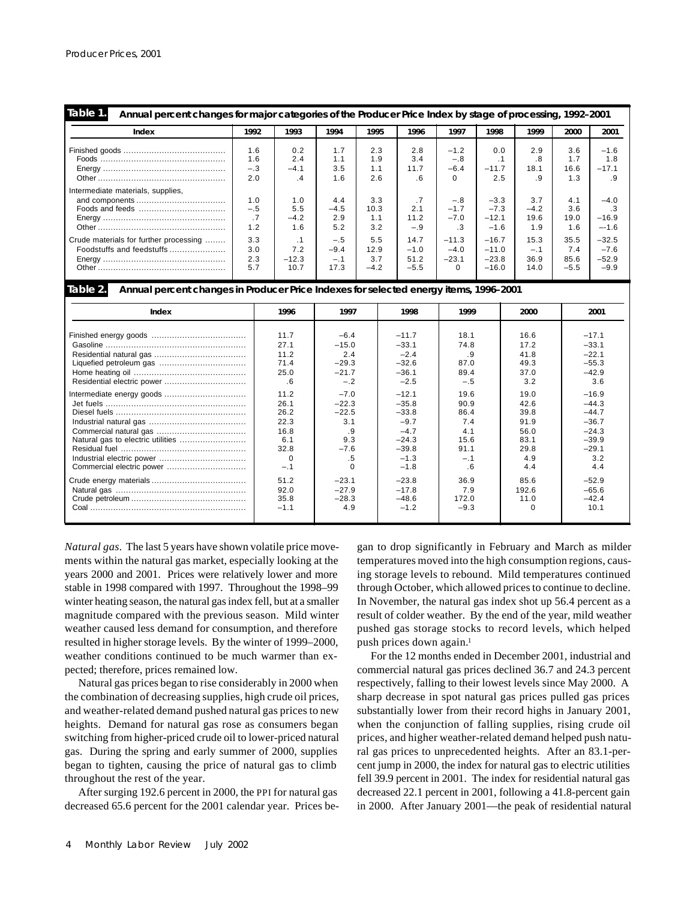**Table 1. Annual percent changes for major categories of the Producer Price Index by stage of processing, 1992–2001**

| Index | 1992 | 1993 | 1994 | 1995 | 1996 | 1997 | 1998 | 1999 | 2000 | 2001 |
|---|---|---|---|---|---|---|---|---|---|---|
| Finished goods | 1.6 | 0.2 | 1.7 | 2.3 | 2.8 | −1.2 | 0.0 | 2.9 | 3.6 | −1.6 |
| Foods | 1.6 | 2.4 | 1.1 | 1.9 | 3.4 | −.8 | .1 | .8 | 1.7 | 1.8 |
| Energy | −.3 | −4.1 | 3.5 | 1.1 | 11.7 | −6.4 | −11.7 | 18.1 | 16.6 | −17.1 |
| Other | 2.0 | .4 | 1.6 | 2.6 | .6 | 0 | 2.5 | .9 | 1.3 | .9 |
| Intermediate materials, supplies, and components | 1.0 | 1.0 | 4.4 | 3.3 | .7 | −.8 | −3.3 | 3.7 | 4.1 | −4.0 |
| Foods and feeds | −.5 | 5.5 | −4.5 | 10.3 | 2.1 | −1.7 | −7.3 | −4.2 | 3.6 | .3 |
| Energy | .7 | −4.2 | 2.9 | 1.1 | 11.2 | −7.0 | −12.1 | 19.6 | 19.0 | −16.9 |
| Other | 1.2 | 1.6 | 5.2 | 3.2 | −.9 | .3 | −1.6 | 1.9 | 1.6 | −1.6 |
| Crude materials for further processing | 3.3 | .1 | −.5 | 5.5 | 14.7 | −11.3 | −16.7 | 15.3 | 35.5 | −32.5 |
| Foodstuffs and feedstuffs | 3.0 | 7.2 | −9.4 | 12.9 | −1.0 | −4.0 | −11.0 | −.1 | 7.4 | −7.6 |
| Energy | 2.3 | −12.3 | −.1 | 3.7 | 51.2 | −23.1 | −23.8 | 36.9 | 85.6 | −52.9 |
| Other | 5.7 | 10.7 | 17.3 | −4.2 | −5.5 | 0 | −16.0 | 14.0 | −5.5 | −9.9 |

**Table 2. Annual percent changes in Producer Price Indexes for selected energy items, 1996–2001**

| Index | 1996 | 1997 | 1998 | 1999 | 2000 | 2001 |
|---|---|---|---|---|---|---|
| Finished energy goods | 11.7 | −6.4 | −11.7 | 18.1 | 16.6 | −17.1 |
| Gasoline | 27.1 | −15.0 | −33.1 | 74.8 | 17.2 | −33.1 |
| Residential natural gas | 11.2 | 2.4 | −2.4 | .9 | 41.8 | −22.1 |
| Liquefied petroleum gas | 71.4 | −29.3 | −32.6 | 87.0 | 49.3 | −55.3 |
| Home heating oil | 25.0 | −21.7 | −36.1 | 89.4 | 37.0 | −42.9 |
| Residential electric power | .6 | −.2 | −2.5 | −.5 | 3.2 | 3.6 |
| Intermediate energy goods | 11.2 | −7.0 | −12.1 | 19.6 | 19.0 | −16.9 |
| Jet fuels | 26.1 | −22.3 | −35.8 | 90.9 | 42.6 | −44.3 |
| Diesel fuels | 26.2 | −22.5 | −33.8 | 86.4 | 39.8 | −44.7 |
| Industrial natural gas | 22.3 | 3.1 | −9.7 | 7.4 | 91.9 | −36.7 |
| Commercial natural gas | 16.8 | .9 | −4.7 | 4.1 | 56.0 | −24.3 |
| Natural gas to electric utilities | 6.1 | 9.3 | −24.3 | 15.6 | 83.1 | −39.9 |
| Residual fuel | 32.8 | −7.6 | −39.8 | 91.1 | 29.8 | −29.1 |
| Industrial electric power | 0 | .5 | −1.3 | −.1 | 4.9 | 3.2 |
| Commercial electric power | −.1 | 0 | −1.8 | .6 | 4.4 | 4.4 |
| Crude energy materials | 51.2 | −23.1 | −23.8 | 36.9 | 85.6 | −52.9 |
| Natural gas | 92.0 | −27.9 | −17.8 | 7.9 | 192.6 | −65.6 |
| Crude petroleum | 35.8 | −28.3 | −48.6 | 172.0 | 11.0 | −42.4 |
| Coal | −1.1 | 4.9 | −1.2 | −9.3 | 0 | 10.1 |

*Natural gas*. The last 5 years have shown volatile price movements within the natural gas market, especially looking at the years 2000 and 2001. Prices were relatively lower and more stable in 1998 compared with 1997. Throughout the 1998–99 winter heating season, the natural gas index fell, but at a smaller magnitude compared with the previous season. Mild winter weather caused less demand for consumption, and therefore resulted in higher storage levels. By the winter of 1999–2000, weather conditions continued to be much warmer than expected; therefore, prices remained low.

Natural gas prices began to rise considerably in 2000 when the combination of decreasing supplies, high crude oil prices, and weather-related demand pushed natural gas prices to new heights. Demand for natural gas rose as consumers began switching from higher-priced crude oil to lower-priced natural gas. During the spring and early summer of 2000, supplies began to tighten, causing the price of natural gas to climb throughout the rest of the year.

After surging 192.6 percent in 2000, the PPI for natural gas decreased 65.6 percent for the 2001 calendar year. Prices began to drop significantly in February and March as milder temperatures moved into the high consumption regions, causing storage levels to rebound. Mild temperatures continued through October, which allowed prices to continue to decline. In November, the natural gas index shot up 56.4 percent as a result of colder weather. By the end of the year, mild weather pushed gas storage stocks to record levels, which helped push prices down again.[1]

For the 12 months ended in December 2001, industrial and commercial natural gas prices declined 36.7 and 24.3 percent respectively, falling to their lowest levels since May 2000. A sharp decrease in spot natural gas prices pulled gas prices substantially lower from their record highs in January 2001, when the conjunction of falling supplies, rising crude oil prices, and higher weather-related demand helped push natural gas prices to unprecedented heights. After an 83.1-percent jump in 2000, the index for natural gas to electric utilities fell 39.9 percent in 2001. The index for residential natural gas decreased 22.1 percent in 2001, following a 41.8-percent gain in 2000. After January 2001—the peak of residential natural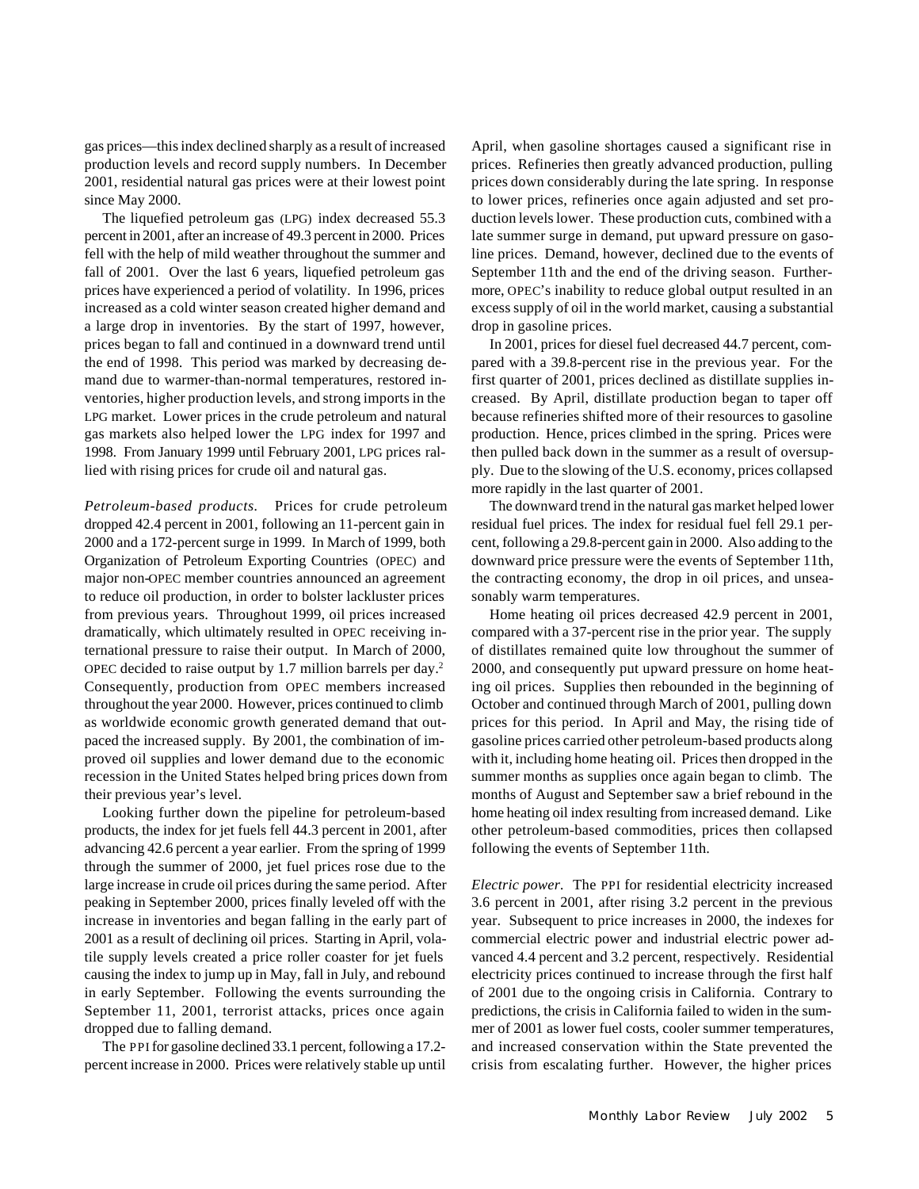gas prices—this index declined sharply as a result of increased production levels and record supply numbers. In December 2001, residential natural gas prices were at their lowest point since May 2000.

The liquefied petroleum gas (LPG) index decreased 55.3 percent in 2001, after an increase of 49.3 percent in 2000. Prices fell with the help of mild weather throughout the summer and fall of 2001. Over the last 6 years, liquefied petroleum gas prices have experienced a period of volatility. In 1996, prices increased as a cold winter season created higher demand and a large drop in inventories. By the start of 1997, however, prices began to fall and continued in a downward trend until the end of 1998. This period was marked by decreasing demand due to warmer-than-normal temperatures, restored inventories, higher production levels, and strong imports in the LPG market. Lower prices in the crude petroleum and natural gas markets also helped lower the LPG index for 1997 and 1998. From January 1999 until February 2001, LPG prices rallied with rising prices for crude oil and natural gas.

*Petroleum-based products.* Prices for crude petroleum dropped 42.4 percent in 2001, following an 11-percent gain in 2000 and a 172-percent surge in 1999. In March of 1999, both Organization of Petroleum Exporting Countries (OPEC) and major non-OPEC member countries announced an agreement to reduce oil production, in order to bolster lackluster prices from previous years. Throughout 1999, oil prices increased dramatically, which ultimately resulted in OPEC receiving international pressure to raise their output. In March of 2000, OPEC decided to raise output by 1.7 million barrels per day.[2] Consequently, production from OPEC members increased throughout the year 2000. However, prices continued to climb as worldwide economic growth generated demand that outpaced the increased supply. By 2001, the combination of improved oil supplies and lower demand due to the economic recession in the United States helped bring prices down from their previous year's level.

Looking further down the pipeline for petroleum-based products, the index for jet fuels fell 44.3 percent in 2001, after advancing 42.6 percent a year earlier. From the spring of 1999 through the summer of 2000, jet fuel prices rose due to the large increase in crude oil prices during the same period. After peaking in September 2000, prices finally leveled off with the increase in inventories and began falling in the early part of 2001 as a result of declining oil prices. Starting in April, volatile supply levels created a price roller coaster for jet fuels causing the index to jump up in May, fall in July, and rebound in early September. Following the events surrounding the September 11, 2001, terrorist attacks, prices once again dropped due to falling demand.

The PPI for gasoline declined 33.1 percent, following a 17.2-percent increase in 2000. Prices were relatively stable up until April, when gasoline shortages caused a significant rise in prices. Refineries then greatly advanced production, pulling prices down considerably during the late spring. In response to lower prices, refineries once again adjusted and set production levels lower. These production cuts, combined with a late summer surge in demand, put upward pressure on gasoline prices. Demand, however, declined due to the events of September 11th and the end of the driving season. Furthermore, OPEC's inability to reduce global output resulted in an excess supply of oil in the world market, causing a substantial drop in gasoline prices.

In 2001, prices for diesel fuel decreased 44.7 percent, compared with a 39.8-percent rise in the previous year. For the first quarter of 2001, prices declined as distillate supplies increased. By April, distillate production began to taper off because refineries shifted more of their resources to gasoline production. Hence, prices climbed in the spring. Prices were then pulled back down in the summer as a result of oversupply. Due to the slowing of the U.S. economy, prices collapsed more rapidly in the last quarter of 2001.

The downward trend in the natural gas market helped lower residual fuel prices. The index for residual fuel fell 29.1 percent, following a 29.8-percent gain in 2000. Also adding to the downward price pressure were the events of September 11th, the contracting economy, the drop in oil prices, and unseasonably warm temperatures.

Home heating oil prices decreased 42.9 percent in 2001, compared with a 37-percent rise in the prior year. The supply of distillates remained quite low throughout the summer of 2000, and consequently put upward pressure on home heating oil prices. Supplies then rebounded in the beginning of October and continued through March of 2001, pulling down prices for this period. In April and May, the rising tide of gasoline prices carried other petroleum-based products along with it, including home heating oil. Prices then dropped in the summer months as supplies once again began to climb. The months of August and September saw a brief rebound in the home heating oil index resulting from increased demand. Like other petroleum-based commodities, prices then collapsed following the events of September 11th.

*Electric power.* The PPI for residential electricity increased 3.6 percent in 2001, after rising 3.2 percent in the previous year. Subsequent to price increases in 2000, the indexes for commercial electric power and industrial electric power advanced 4.4 percent and 3.2 percent, respectively. Residential electricity prices continued to increase through the first half of 2001 due to the ongoing crisis in California. Contrary to predictions, the crisis in California failed to widen in the summer of 2001 as lower fuel costs, cooler summer temperatures, and increased conservation within the State prevented the crisis from escalating further. However, the higher prices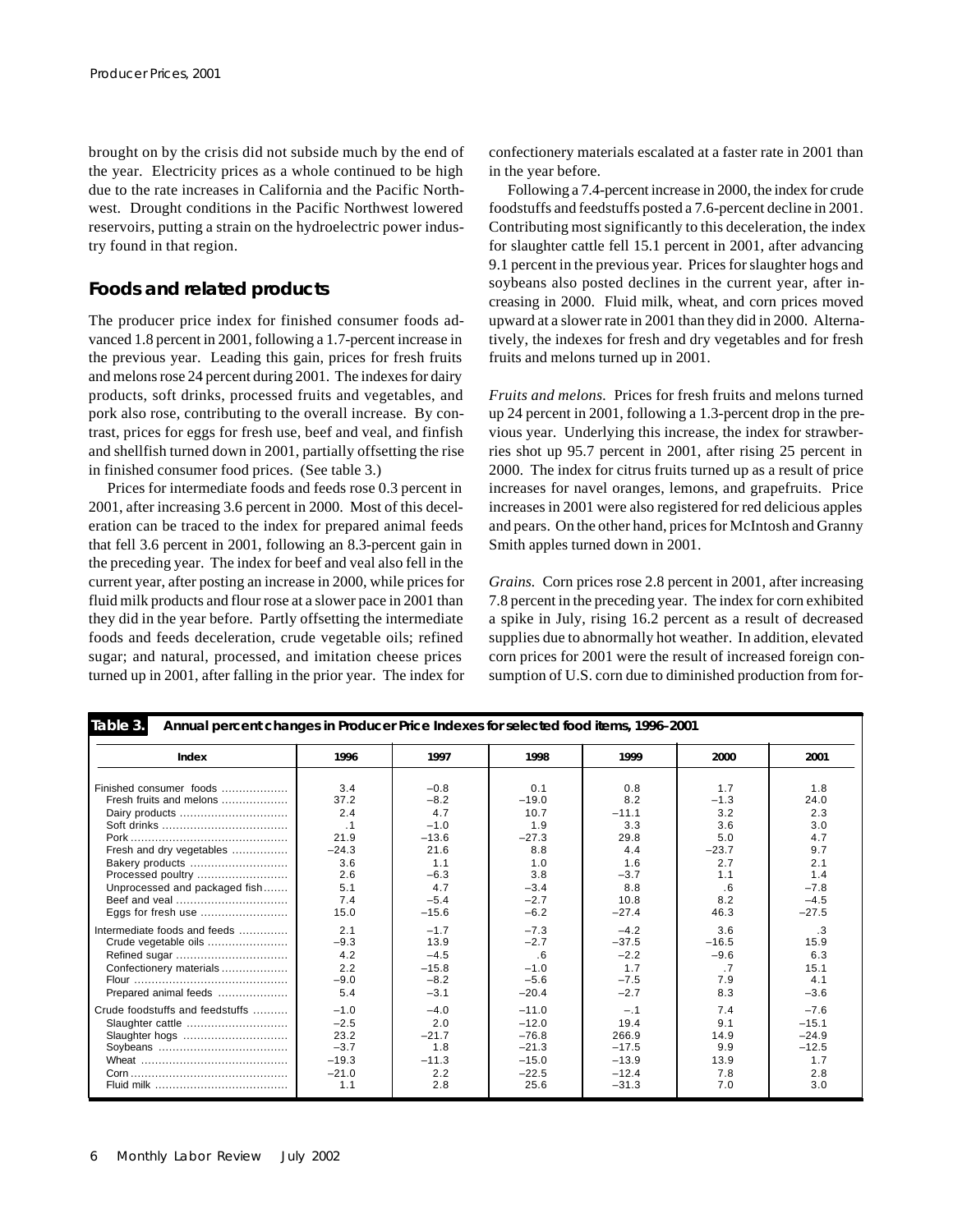brought on by the crisis did not subside much by the end of the year. Electricity prices as a whole continued to be high due to the rate increases in California and the Pacific Northwest. Drought conditions in the Pacific Northwest lowered reservoirs, putting a strain on the hydroelectric power industry found in that region.

## Foods and related products

The producer price index for finished consumer foods advanced 1.8 percent in 2001, following a 1.7-percent increase in the previous year. Leading this gain, prices for fresh fruits and melons rose 24 percent during 2001. The indexes for dairy products, soft drinks, processed fruits and vegetables, and pork also rose, contributing to the overall increase. By contrast, prices for eggs for fresh use, beef and veal, and finfish and shellfish turned down in 2001, partially offsetting the rise in finished consumer food prices. (See table 3.)

Prices for intermediate foods and feeds rose 0.3 percent in 2001, after increasing 3.6 percent in 2000. Most of this deceleration can be traced to the index for prepared animal feeds that fell 3.6 percent in 2001, following an 8.3-percent gain in the preceding year. The index for beef and veal also fell in the current year, after posting an increase in 2000, while prices for fluid milk products and flour rose at a slower pace in 2001 than they did in the year before. Partly offsetting the intermediate foods and feeds deceleration, crude vegetable oils; refined sugar; and natural, processed, and imitation cheese prices turned up in 2001, after falling in the prior year. The index for confectionery materials escalated at a faster rate in 2001 than in the year before.

Following a 7.4-percent increase in 2000, the index for crude foodstuffs and feedstuffs posted a 7.6-percent decline in 2001. Contributing most significantly to this deceleration, the index for slaughter cattle fell 15.1 percent in 2001, after advancing 9.1 percent in the previous year. Prices for slaughter hogs and soybeans also posted declines in the current year, after increasing in 2000. Fluid milk, wheat, and corn prices moved upward at a slower rate in 2001 than they did in 2000. Alternatively, the indexes for fresh and dry vegetables and for fresh fruits and melons turned up in 2001.

*Fruits and melons.* Prices for fresh fruits and melons turned up 24 percent in 2001, following a 1.3-percent drop in the previous year. Underlying this increase, the index for strawberries shot up 95.7 percent in 2001, after rising 25 percent in 2000. The index for citrus fruits turned up as a result of price increases for navel oranges, lemons, and grapefruits. Price increases in 2001 were also registered for red delicious apples and pears. On the other hand, prices for McIntosh and Granny Smith apples turned down in 2001.

*Grains.* Corn prices rose 2.8 percent in 2001, after increasing 7.8 percent in the preceding year. The index for corn exhibited a spike in July, rising 16.2 percent as a result of decreased supplies due to abnormally hot weather. In addition, elevated corn prices for 2001 were the result of increased foreign consumption of U.S. corn due to diminished production from for-

**Table 3. Annual percent changes in Producer Price Indexes for selected food items, 1996–2001**

| Index | 1996 | 1997 | 1998 | 1999 | 2000 | 2001 |
|---|---|---|---|---|---|---|
| Finished consumer foods | 3.4 | −0.8 | 0.1 | 0.8 | 1.7 | 1.8 |
| Fresh fruits and melons | 37.2 | −8.2 | −19.0 | 8.2 | −1.3 | 24.0 |
| Dairy products | 2.4 | 4.7 | 10.7 | −11.1 | 3.2 | 2.3 |
| Soft drinks | .1 | −1.0 | 1.9 | 3.3 | 3.6 | 3.0 |
| Pork | 21.9 | −13.6 | −27.3 | 29.8 | 5.0 | 4.7 |
| Fresh and dry vegetables | −24.3 | 21.6 | 8.8 | 4.4 | −23.7 | 9.7 |
| Bakery products | 3.6 | 1.1 | 1.0 | 1.6 | 2.7 | 2.1 |
| Processed poultry | 2.6 | −6.3 | 3.8 | −3.7 | 1.1 | 1.4 |
| Unprocessed and packaged fish | 5.1 | 4.7 | −3.4 | 8.8 | .6 | −7.8 |
| Beef and veal | 7.4 | −5.4 | −2.7 | 10.8 | 8.2 | −4.5 |
| Eggs for fresh use | 15.0 | −15.6 | −6.2 | −27.4 | 46.3 | −27.5 |
| Intermediate foods and feeds | 2.1 | −1.7 | −7.3 | −4.2 | 3.6 | .3 |
| Crude vegetable oils | −9.3 | 13.9 | −2.7 | −37.5 | −16.5 | 15.9 |
| Refined sugar | 4.2 | −4.5 | .6 | −2.2 | −9.6 | 6.3 |
| Confectionery materials | 2.2 | −15.8 | −1.0 | 1.7 | .7 | 15.1 |
| Flour | −9.0 | −8.2 | −5.6 | −7.5 | 7.9 | 4.1 |
| Prepared animal feeds | 5.4 | −3.1 | −20.4 | −2.7 | 8.3 | −3.6 |
| Crude foodstuffs and feedstuffs | −1.0 | −4.0 | −11.0 | −.1 | 7.4 | −7.6 |
| Slaughter cattle | −2.5 | 2.0 | −12.0 | 19.4 | 9.1 | −15.1 |
| Slaughter hogs | 23.2 | −21.7 | −76.8 | 266.9 | 14.9 | −24.9 |
| Soybeans | −3.7 | 1.8 | −21.3 | −17.5 | 9.9 | −12.5 |
| Wheat | −19.3 | −11.3 | −15.0 | −13.9 | 13.9 | 1.7 |
| Corn | −21.0 | 2.2 | −22.5 | −12.4 | 7.8 | 2.8 |
| Fluid milk | 1.1 | 2.8 | 25.6 | −31.3 | 7.0 | 3.0 |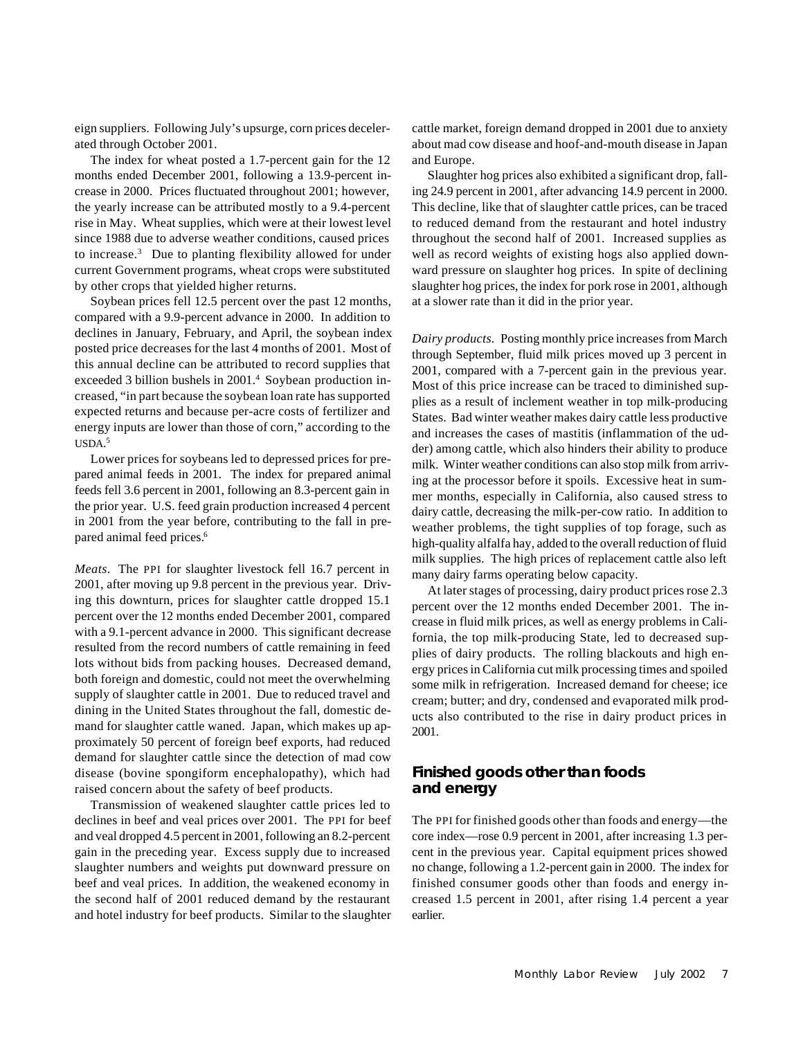eign suppliers. Following July's upsurge, corn prices decelerated through October 2001.

The index for wheat posted a 1.7-percent gain for the 12 months ended December 2001, following a 13.9-percent increase in 2000. Prices fluctuated throughout 2001; however, the yearly increase can be attributed mostly to a 9.4-percent rise in May. Wheat supplies, which were at their lowest level since 1988 due to adverse weather conditions, caused prices to increase.[3] Due to planting flexibility allowed for under current Government programs, wheat crops were substituted by other crops that yielded higher returns.

Soybean prices fell 12.5 percent over the past 12 months, compared with a 9.9-percent advance in 2000. In addition to declines in January, February, and April, the soybean index posted price decreases for the last 4 months of 2001. Most of this annual decline can be attributed to record supplies that exceeded 3 billion bushels in 2001.[4] Soybean production increased, "in part because the soybean loan rate has supported expected returns and because per-acre costs of fertilizer and energy inputs are lower than those of corn," according to the USDA.[5]

Lower prices for soybeans led to depressed prices for prepared animal feeds in 2001. The index for prepared animal feeds fell 3.6 percent in 2001, following an 8.3-percent gain in the prior year. U.S. feed grain production increased 4 percent in 2001 from the year before, contributing to the fall in prepared animal feed prices.[6]

*Meats*. The PPI for slaughter livestock fell 16.7 percent in 2001, after moving up 9.8 percent in the previous year. Driving this downturn, prices for slaughter cattle dropped 15.1 percent over the 12 months ended December 2001, compared with a 9.1-percent advance in 2000. This significant decrease resulted from the record numbers of cattle remaining in feed lots without bids from packing houses. Decreased demand, both foreign and domestic, could not meet the overwhelming supply of slaughter cattle in 2001. Due to reduced travel and dining in the United States throughout the fall, domestic demand for slaughter cattle waned. Japan, which makes up approximately 50 percent of foreign beef exports, had reduced demand for slaughter cattle since the detection of mad cow disease (bovine spongiform encephalopathy), which had raised concern about the safety of beef products.

Transmission of weakened slaughter cattle prices led to declines in beef and veal prices over 2001. The PPI for beef and veal dropped 4.5 percent in 2001, following an 8.2-percent gain in the preceding year. Excess supply due to increased slaughter numbers and weights put downward pressure on beef and veal prices. In addition, the weakened economy in the second half of 2001 reduced demand by the restaurant and hotel industry for beef products. Similar to the slaughter cattle market, foreign demand dropped in 2001 due to anxiety about mad cow disease and hoof-and-mouth disease in Japan and Europe.

Slaughter hog prices also exhibited a significant drop, falling 24.9 percent in 2001, after advancing 14.9 percent in 2000. This decline, like that of slaughter cattle prices, can be traced to reduced demand from the restaurant and hotel industry throughout the second half of 2001. Increased supplies as well as record weights of existing hogs also applied downward pressure on slaughter hog prices. In spite of declining slaughter hog prices, the index for pork rose in 2001, although at a slower rate than it did in the prior year.

*Dairy products*. Posting monthly price increases from March through September, fluid milk prices moved up 3 percent in 2001, compared with a 7-percent gain in the previous year. Most of this price increase can be traced to diminished supplies as a result of inclement weather in top milk-producing States. Bad winter weather makes dairy cattle less productive and increases the cases of mastitis (inflammation of the udder) among cattle, which also hinders their ability to produce milk. Winter weather conditions can also stop milk from arriving at the processor before it spoils. Excessive heat in summer months, especially in California, also caused stress to dairy cattle, decreasing the milk-per-cow ratio. In addition to weather problems, the tight supplies of top forage, such as high-quality alfalfa hay, added to the overall reduction of fluid milk supplies. The high prices of replacement cattle also left many dairy farms operating below capacity.

At later stages of processing, dairy product prices rose 2.3 percent over the 12 months ended December 2001. The increase in fluid milk prices, as well as energy problems in California, the top milk-producing State, led to decreased supplies of dairy products. The rolling blackouts and high energy prices in California cut milk processing times and spoiled some milk in refrigeration. Increased demand for cheese; ice cream; butter; and dry, condensed and evaporated milk products also contributed to the rise in dairy product prices in 2001.

## Finished goods other than foods and energy

The PPI for finished goods other than foods and energy—the core index—rose 0.9 percent in 2001, after increasing 1.3 percent in the previous year. Capital equipment prices showed no change, following a 1.2-percent gain in 2000. The index for finished consumer goods other than foods and energy increased 1.5 percent in 2001, after rising 1.4 percent a year earlier.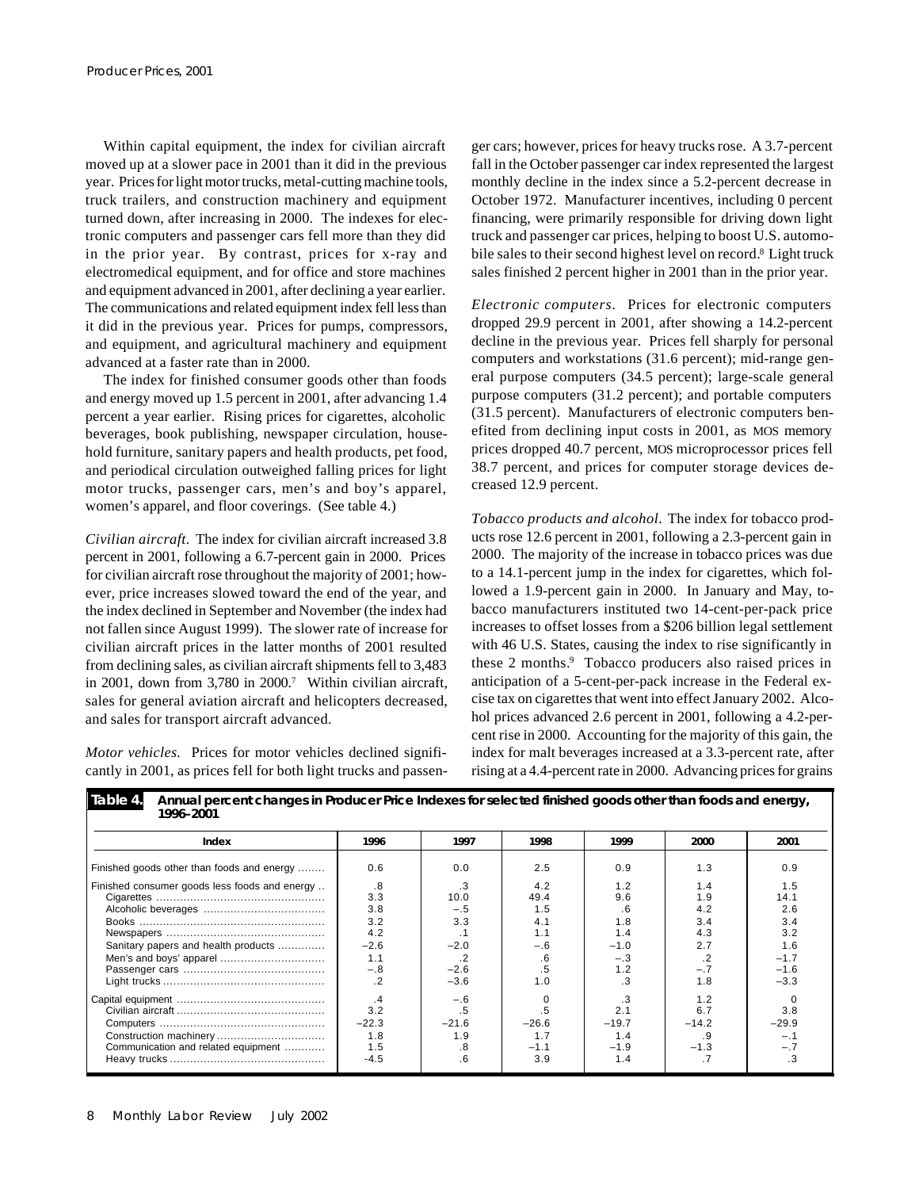Within capital equipment, the index for civilian aircraft moved up at a slower pace in 2001 than it did in the previous year. Prices for light motor trucks, metal-cutting machine tools, truck trailers, and construction machinery and equipment turned down, after increasing in 2000. The indexes for electronic computers and passenger cars fell more than they did in the prior year. By contrast, prices for x-ray and electromedical equipment, and for office and store machines and equipment advanced in 2001, after declining a year earlier. The communications and related equipment index fell less than it did in the previous year. Prices for pumps, compressors, and equipment, and agricultural machinery and equipment advanced at a faster rate than in 2000.

The index for finished consumer goods other than foods and energy moved up 1.5 percent in 2001, after advancing 1.4 percent a year earlier. Rising prices for cigarettes, alcoholic beverages, book publishing, newspaper circulation, household furniture, sanitary papers and health products, pet food, and periodical circulation outweighed falling prices for light motor trucks, passenger cars, men's and boy's apparel, women's apparel, and floor coverings. (See table 4.)

*Civilian aircraft*. The index for civilian aircraft increased 3.8 percent in 2001, following a 6.7-percent gain in 2000. Prices for civilian aircraft rose throughout the majority of 2001; however, price increases slowed toward the end of the year, and the index declined in September and November (the index had not fallen since August 1999). The slower rate of increase for civilian aircraft prices in the latter months of 2001 resulted from declining sales, as civilian aircraft shipments fell to 3,483 in 2001, down from 3,780 in 2000.[7] Within civilian aircraft, sales for general aviation aircraft and helicopters decreased, and sales for transport aircraft advanced.

*Motor vehicles*. Prices for motor vehicles declined significantly in 2001, as prices fell for both light trucks and passenger cars; however, prices for heavy trucks rose. A 3.7-percent fall in the October passenger car index represented the largest monthly decline in the index since a 5.2-percent decrease in October 1972. Manufacturer incentives, including 0 percent financing, were primarily responsible for driving down light truck and passenger car prices, helping to boost U.S. automobile sales to their second highest level on record.[8] Light truck sales finished 2 percent higher in 2001 than in the prior year.

*Electronic computers*. Prices for electronic computers dropped 29.9 percent in 2001, after showing a 14.2-percent decline in the previous year. Prices fell sharply for personal computers and workstations (31.6 percent); mid-range general purpose computers (34.5 percent); large-scale general purpose computers (31.2 percent); and portable computers (31.5 percent). Manufacturers of electronic computers benefited from declining input costs in 2001, as MOS memory prices dropped 40.7 percent, MOS microprocessor prices fell 38.7 percent, and prices for computer storage devices decreased 12.9 percent.

*Tobacco products and alcohol*. The index for tobacco products rose 12.6 percent in 2001, following a 2.3-percent gain in 2000. The majority of the increase in tobacco prices was due to a 14.1-percent jump in the index for cigarettes, which followed a 1.9-percent gain in 2000. In January and May, tobacco manufacturers instituted two 14-cent-per-pack price increases to offset losses from a $206 billion legal settlement with 46 U.S. States, causing the index to rise significantly in these 2 months.[9] Tobacco producers also raised prices in anticipation of a 5-cent-per-pack increase in the Federal excise tax on cigarettes that went into effect January 2002. Alcohol prices advanced 2.6 percent in 2001, following a 4.2-percent rise in 2000. Accounting for the majority of this gain, the index for malt beverages increased at a 3.3-percent rate, after rising at a 4.4-percent rate in 2000. Advancing prices for grains

**Table 4. Annual percent changes in Producer Price Indexes for selected finished goods other than foods and energy, 1996–2001**

| Index | 1996 | 1997 | 1998 | 1999 | 2000 | 2001 |
|---|---|---|---|---|---|---|
| Finished goods other than foods and energy | 0.6 | 0.0 | 2.5 | 0.9 | 1.3 | 0.9 |
| Finished consumer goods less foods and energy | .8 | .3 | 4.2 | 1.2 | 1.4 | 1.5 |
| Cigarettes | 3.3 | 10.0 | 49.4 | 9.6 | 1.9 | 14.1 |
| Alcoholic beverages | 3.8 | –.5 | 1.5 | .6 | 4.2 | 2.6 |
| Books | 3.2 | 3.3 | 4.1 | 1.8 | 3.4 | 3.4 |
| Newspapers | 4.2 | .1 | 1.1 | 1.4 | 4.3 | 3.2 |
| Sanitary papers and health products | –2.6 | –2.0 | –.6 | –1.0 | 2.7 | 1.6 |
| Men's and boys' apparel | 1.1 | .2 | .6 | –.3 | .2 | –1.7 |
| Passenger cars | –.8 | –2.6 | .5 | 1.2 | –.7 | –1.6 |
| Light trucks | .2 | –3.6 | 1.0 | .3 | 1.8 | –3.3 |
| Capital equipment | .4 | –.6 | 0 | .3 | 1.2 | 0 |
| Civilian aircraft | 3.2 | .5 | .5 | 2.1 | 6.7 | 3.8 |
| Computers | –22.3 | –21.6 | –26.6 | –19.7 | –14.2 | –29.9 |
| Construction machinery | 1.8 | 1.9 | 1.7 | 1.4 | .9 | –.1 |
| Communication and related equipment | 1.5 | .8 | –1.1 | –1.9 | –1.3 | –.7 |
| Heavy trucks | -4.5 | .6 | 3.9 | 1.4 | .7 | .3 |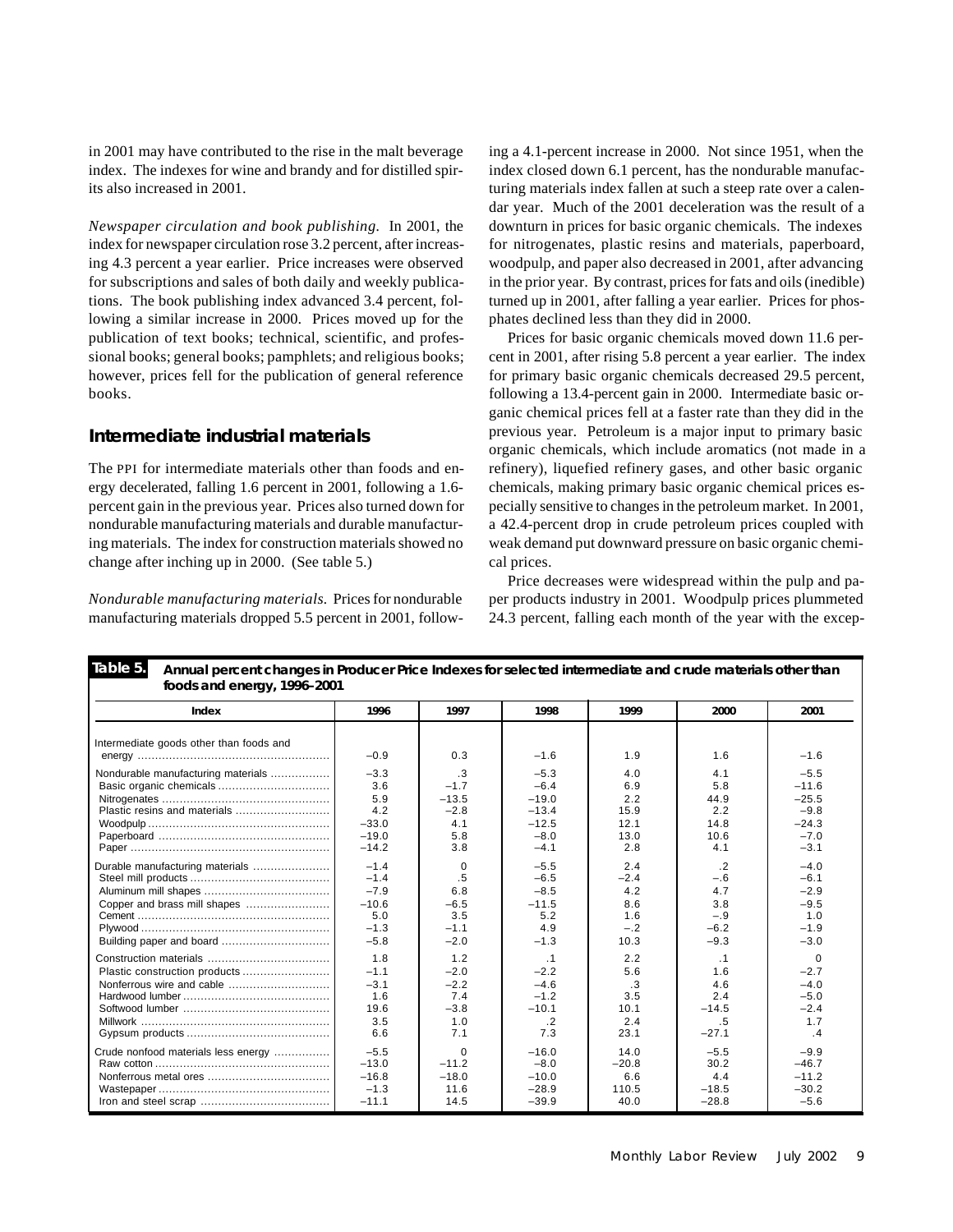in 2001 may have contributed to the rise in the malt beverage index. The indexes for wine and brandy and for distilled spirits also increased in 2001.

*Newspaper circulation and book publishing.* In 2001, the index for newspaper circulation rose 3.2 percent, after increasing 4.3 percent a year earlier. Price increases were observed for subscriptions and sales of both daily and weekly publications. The book publishing index advanced 3.4 percent, following a similar increase in 2000. Prices moved up for the publication of text books; technical, scientific, and professional books; general books; pamphlets; and religious books; however, prices fell for the publication of general reference books.

## Intermediate industrial materials

The PPI for intermediate materials other than foods and energy decelerated, falling 1.6 percent in 2001, following a 1.6-percent gain in the previous year. Prices also turned down for nondurable manufacturing materials and durable manufacturing materials. The index for construction materials showed no change after inching up in 2000. (See table 5.)

*Nondurable manufacturing materials.* Prices for nondurable manufacturing materials dropped 5.5 percent in 2001, following a 4.1-percent increase in 2000. Not since 1951, when the index closed down 6.1 percent, has the nondurable manufacturing materials index fallen at such a steep rate over a calendar year. Much of the 2001 deceleration was the result of a downturn in prices for basic organic chemicals. The indexes for nitrogenates, plastic resins and materials, paperboard, woodpulp, and paper also decreased in 2001, after advancing in the prior year. By contrast, prices for fats and oils (inedible) turned up in 2001, after falling a year earlier. Prices for phosphates declined less than they did in 2000.

Prices for basic organic chemicals moved down 11.6 percent in 2001, after rising 5.8 percent a year earlier. The index for primary basic organic chemicals decreased 29.5 percent, following a 13.4-percent gain in 2000. Intermediate basic organic chemical prices fell at a faster rate than they did in the previous year. Petroleum is a major input to primary basic organic chemicals, which include aromatics (not made in a refinery), liquefied refinery gases, and other basic organic chemicals, making primary basic organic chemical prices especially sensitive to changes in the petroleum market. In 2001, a 42.4-percent drop in crude petroleum prices coupled with weak demand put downward pressure on basic organic chemical prices.

Price decreases were widespread within the pulp and paper products industry in 2001. Woodpulp prices plummeted 24.3 percent, falling each month of the year with the excep-

**Table 5. Annual percent changes in Producer Price Indexes for selected intermediate and crude materials other than foods and energy, 1996–2001**

| Index | 1996 | 1997 | 1998 | 1999 | 2000 | 2001 |
|---|---|---|---|---|---|---|
| Intermediate goods other than foods and energy | −0.9 | 0.3 | −1.6 | 1.9 | 1.6 | −1.6 |
| Nondurable manufacturing materials | −3.3 | .3 | −5.3 | 4.0 | 4.1 | −5.5 |
| Basic organic chemicals | 3.6 | −1.7 | −6.4 | 6.9 | 5.8 | −11.6 |
| Nitrogenates | 5.9 | −13.5 | −19.0 | 2.2 | 44.9 | −25.5 |
| Plastic resins and materials | 4.2 | −2.8 | −13.4 | 15.9 | 2.2 | −9.8 |
| Woodpulp | −33.0 | 4.1 | −12.5 | 12.1 | 14.8 | −24.3 |
| Paperboard | −19.0 | 5.8 | −8.0 | 13.0 | 10.6 | −7.0 |
| Paper | −14.2 | 3.8 | −4.1 | 2.8 | 4.1 | −3.1 |
| Durable manufacturing materials | −1.4 | 0 | −5.5 | 2.4 | .2 | −4.0 |
| Steel mill products | −1.4 | .5 | −6.5 | −2.4 | −.6 | −6.1 |
| Aluminum mill shapes | −7.9 | 6.8 | −8.5 | 4.2 | 4.7 | −2.9 |
| Copper and brass mill shapes | −10.6 | −6.5 | −11.5 | 8.6 | 3.8 | −9.5 |
| Cement | 5.0 | 3.5 | 5.2 | 1.6 | −.9 | 1.0 |
| Plywood | −1.3 | −1.1 | 4.9 | −.2 | −6.2 | −1.9 |
| Building paper and board | −5.8 | −2.0 | −1.3 | 10.3 | −9.3 | −3.0 |
| Construction materials | 1.8 | 1.2 | .1 | 2.2 | .1 | 0 |
| Plastic construction products | −1.1 | −2.0 | −2.2 | 5.6 | 1.6 | −2.7 |
| Nonferrous wire and cable | −3.1 | −2.2 | −4.6 | .3 | 4.6 | −4.0 |
| Hardwood lumber | 1.6 | 7.4 | −1.2 | 3.5 | 2.4 | −5.0 |
| Softwood lumber | 19.6 | −3.8 | −10.1 | 10.1 | −14.5 | −2.4 |
| Millwork | 3.5 | 1.0 | .2 | 2.4 | .5 | 1.7 |
| Gypsum products | 6.6 | 7.1 | 7.3 | 23.1 | −27.1 | .4 |
| Crude nonfood materials less energy | −5.5 | 0 | −16.0 | 14.0 | −5.5 | −9.9 |
| Raw cotton | −13.0 | −11.2 | −8.0 | −20.8 | 30.2 | −46.7 |
| Nonferrous metal ores | −16.8 | −18.0 | −10.0 | 6.6 | 4.4 | −11.2 |
| Wastepaper | −1.3 | 11.6 | −28.9 | 110.5 | −18.5 | −30.2 |
| Iron and steel scrap | −11.1 | 14.5 | −39.9 | 40.0 | −28.8 | −5.6 |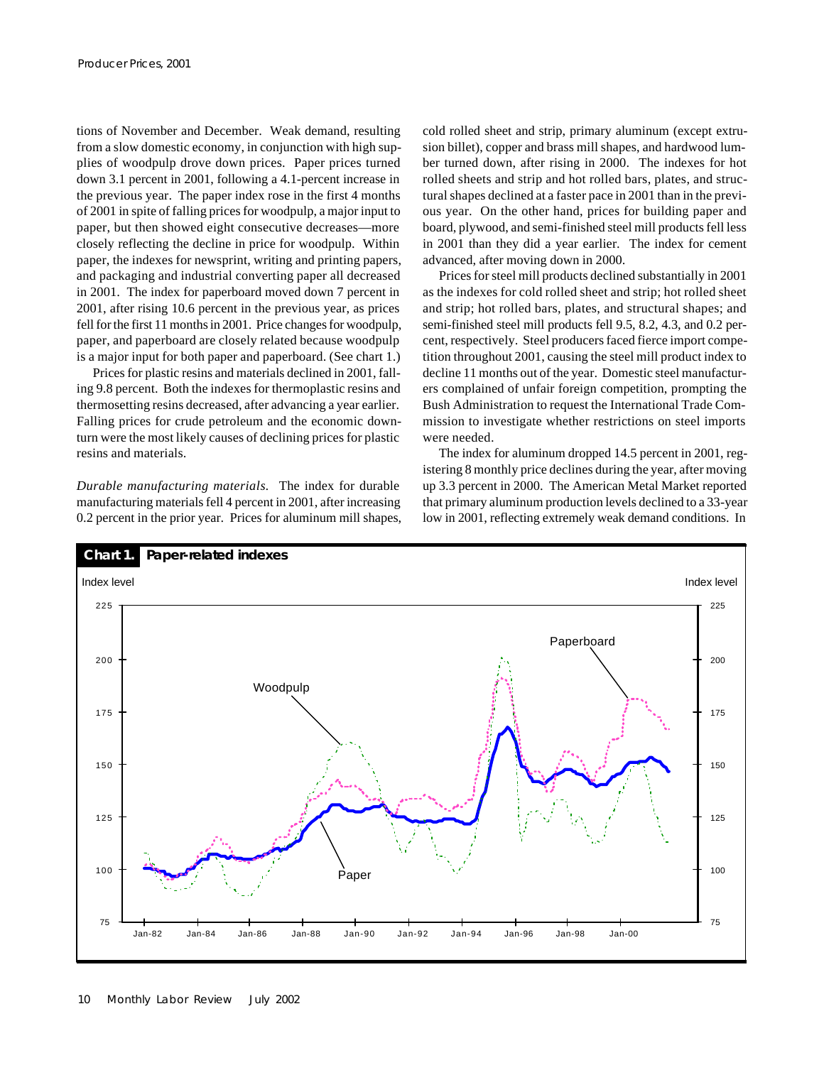tions of November and December. Weak demand, resulting from a slow domestic economy, in conjunction with high supplies of woodpulp drove down prices. Paper prices turned down 3.1 percent in 2001, following a 4.1-percent increase in the previous year. The paper index rose in the first 4 months of 2001 in spite of falling prices for woodpulp, a major input to paper, but then showed eight consecutive decreases—more closely reflecting the decline in price for woodpulp. Within paper, the indexes for newsprint, writing and printing papers, and packaging and industrial converting paper all decreased in 2001. The index for paperboard moved down 7 percent in 2001, after rising 10.6 percent in the previous year, as prices fell for the first 11 months in 2001. Price changes for woodpulp, paper, and paperboard are closely related because woodpulp is a major input for both paper and paperboard. (See chart 1.)

Prices for plastic resins and materials declined in 2001, falling 9.8 percent. Both the indexes for thermoplastic resins and thermosetting resins decreased, after advancing a year earlier. Falling prices for crude petroleum and the economic downturn were the most likely causes of declining prices for plastic resins and materials.

*Durable manufacturing materials.* The index for durable manufacturing materials fell 4 percent in 2001, after increasing 0.2 percent in the prior year. Prices for aluminum mill shapes, cold rolled sheet and strip, primary aluminum (except extrusion billet), copper and brass mill shapes, and hardwood lumber turned down, after rising in 2000. The indexes for hot rolled sheets and strip and hot rolled bars, plates, and structural shapes declined at a faster pace in 2001 than in the previous year. On the other hand, prices for building paper and board, plywood, and semi-finished steel mill products fell less in 2001 than they did a year earlier. The index for cement advanced, after moving down in 2000.

Prices for steel mill products declined substantially in 2001 as the indexes for cold rolled sheet and strip; hot rolled sheet and strip; hot rolled bars, plates, and structural shapes; and semi-finished steel mill products fell 9.5, 8.2, 4.3, and 0.2 percent, respectively. Steel producers faced fierce import competition throughout 2001, causing the steel mill product index to decline 11 months out of the year. Domestic steel manufacturers complained of unfair foreign competition, prompting the Bush Administration to request the International Trade Commission to investigate whether restrictions on steel imports were needed.

The index for aluminum dropped 14.5 percent in 2001, registering 8 monthly price declines during the year, after moving up 3.3 percent in 2000. The American Metal Market reported that primary aluminum production levels declined to a 33-year low in 2001, reflecting extremely weak demand conditions. In

**Chart 1. Paper-related indexes**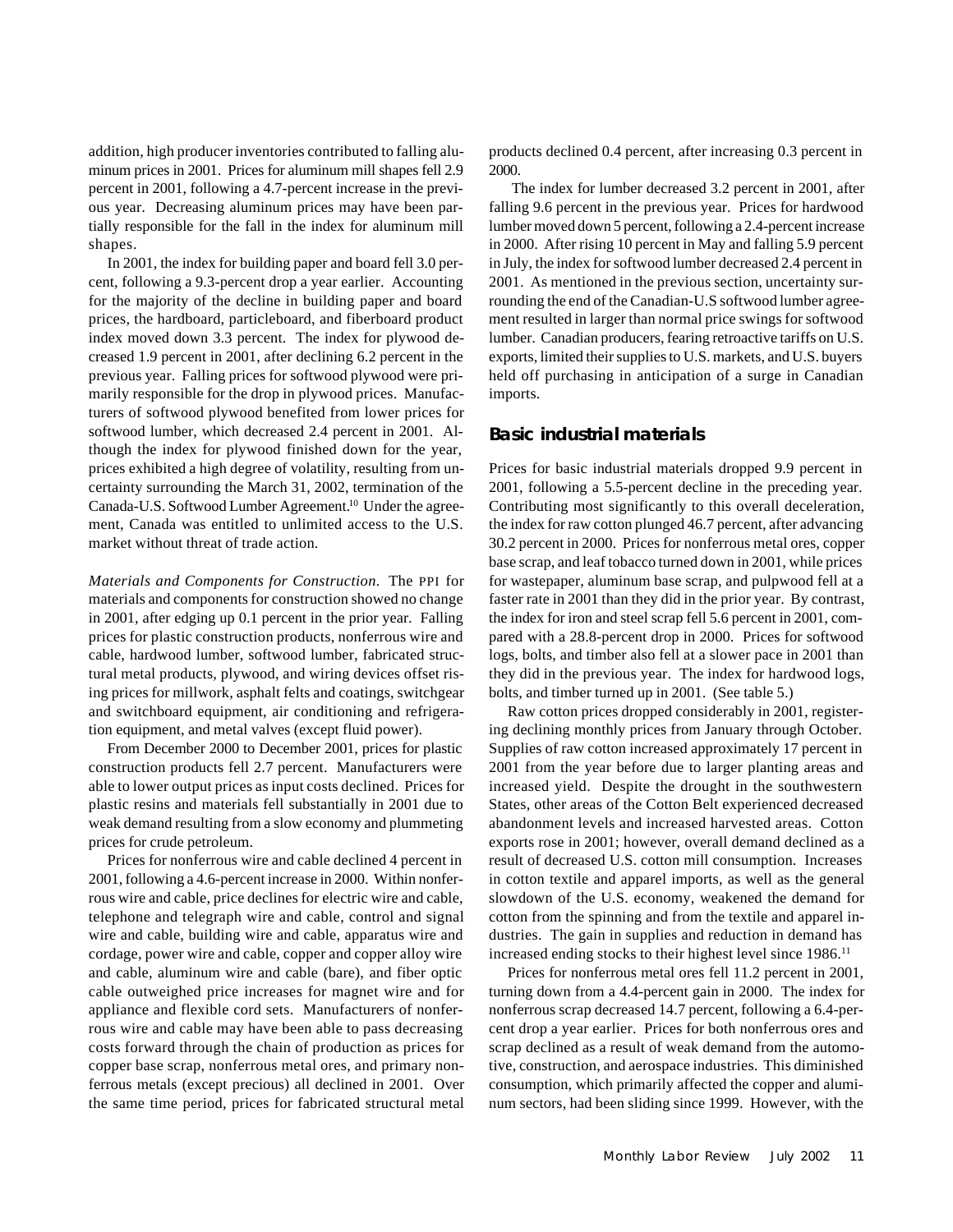addition, high producer inventories contributed to falling aluminum prices in 2001. Prices for aluminum mill shapes fell 2.9 percent in 2001, following a 4.7-percent increase in the previous year. Decreasing aluminum prices may have been partially responsible for the fall in the index for aluminum mill shapes.

In 2001, the index for building paper and board fell 3.0 percent, following a 9.3-percent drop a year earlier. Accounting for the majority of the decline in building paper and board prices, the hardboard, particleboard, and fiberboard product index moved down 3.3 percent. The index for plywood decreased 1.9 percent in 2001, after declining 6.2 percent in the previous year. Falling prices for softwood plywood were primarily responsible for the drop in plywood prices. Manufacturers of softwood plywood benefited from lower prices for softwood lumber, which decreased 2.4 percent in 2001. Although the index for plywood finished down for the year, prices exhibited a high degree of volatility, resulting from uncertainty surrounding the March 31, 2002, termination of the Canada-U.S. Softwood Lumber Agreement.[10] Under the agreement, Canada was entitled to unlimited access to the U.S. market without threat of trade action.

*Materials and Components for Construction.* The PPI for materials and components for construction showed no change in 2001, after edging up 0.1 percent in the prior year. Falling prices for plastic construction products, nonferrous wire and cable, hardwood lumber, softwood lumber, fabricated structural metal products, plywood, and wiring devices offset rising prices for millwork, asphalt felts and coatings, switchgear and switchboard equipment, air conditioning and refrigeration equipment, and metal valves (except fluid power).

From December 2000 to December 2001, prices for plastic construction products fell 2.7 percent. Manufacturers were able to lower output prices as input costs declined. Prices for plastic resins and materials fell substantially in 2001 due to weak demand resulting from a slow economy and plummeting prices for crude petroleum.

Prices for nonferrous wire and cable declined 4 percent in 2001, following a 4.6-percent increase in 2000. Within nonferrous wire and cable, price declines for electric wire and cable, telephone and telegraph wire and cable, control and signal wire and cable, building wire and cable, apparatus wire and cordage, power wire and cable, copper and copper alloy wire and cable, aluminum wire and cable (bare), and fiber optic cable outweighed price increases for magnet wire and for appliance and flexible cord sets. Manufacturers of nonferrous wire and cable may have been able to pass decreasing costs forward through the chain of production as prices for copper base scrap, nonferrous metal ores, and primary nonferrous metals (except precious) all declined in 2001. Over the same time period, prices for fabricated structural metal products declined 0.4 percent, after increasing 0.3 percent in 2000.

The index for lumber decreased 3.2 percent in 2001, after falling 9.6 percent in the previous year. Prices for hardwood lumber moved down 5 percent, following a 2.4-percent increase in 2000. After rising 10 percent in May and falling 5.9 percent in July, the index for softwood lumber decreased 2.4 percent in 2001. As mentioned in the previous section, uncertainty surrounding the end of the Canadian-U.S softwood lumber agreement resulted in larger than normal price swings for softwood lumber. Canadian producers, fearing retroactive tariffs on U.S. exports, limited their supplies to U.S. markets, and U.S. buyers held off purchasing in anticipation of a surge in Canadian imports.

## Basic industrial materials

Prices for basic industrial materials dropped 9.9 percent in 2001, following a 5.5-percent decline in the preceding year. Contributing most significantly to this overall deceleration, the index for raw cotton plunged 46.7 percent, after advancing 30.2 percent in 2000. Prices for nonferrous metal ores, copper base scrap, and leaf tobacco turned down in 2001, while prices for wastepaper, aluminum base scrap, and pulpwood fell at a faster rate in 2001 than they did in the prior year. By contrast, the index for iron and steel scrap fell 5.6 percent in 2001, compared with a 28.8-percent drop in 2000. Prices for softwood logs, bolts, and timber also fell at a slower pace in 2001 than they did in the previous year. The index for hardwood logs, bolts, and timber turned up in 2001. (See table 5.)

Raw cotton prices dropped considerably in 2001, registering declining monthly prices from January through October. Supplies of raw cotton increased approximately 17 percent in 2001 from the year before due to larger planting areas and increased yield. Despite the drought in the southwestern States, other areas of the Cotton Belt experienced decreased abandonment levels and increased harvested areas. Cotton exports rose in 2001; however, overall demand declined as a result of decreased U.S. cotton mill consumption. Increases in cotton textile and apparel imports, as well as the general slowdown of the U.S. economy, weakened the demand for cotton from the spinning and from the textile and apparel industries. The gain in supplies and reduction in demand has increased ending stocks to their highest level since 1986.[11]

Prices for nonferrous metal ores fell 11.2 percent in 2001, turning down from a 4.4-percent gain in 2000. The index for nonferrous scrap decreased 14.7 percent, following a 6.4-percent drop a year earlier. Prices for both nonferrous ores and scrap declined as a result of weak demand from the automotive, construction, and aerospace industries. This diminished consumption, which primarily affected the copper and aluminum sectors, had been sliding since 1999. However, with the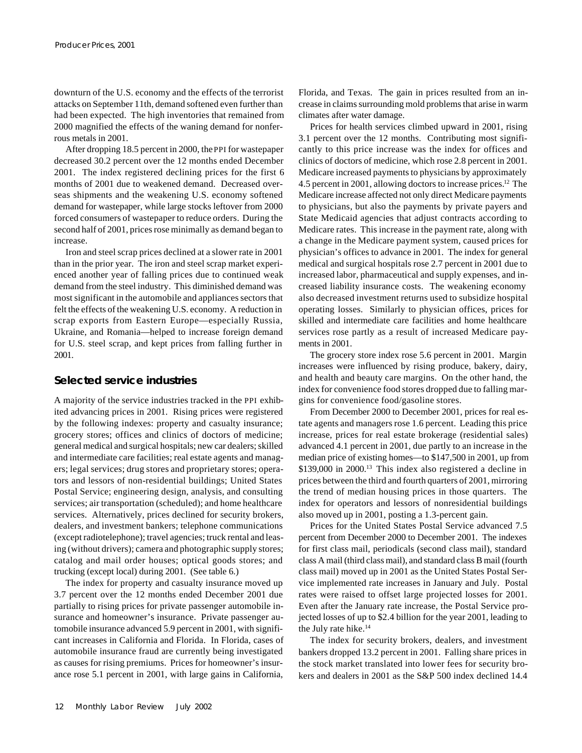downturn of the U.S. economy and the effects of the terrorist attacks on September 11th, demand softened even further than had been expected. The high inventories that remained from 2000 magnified the effects of the waning demand for nonferrous metals in 2001.

After dropping 18.5 percent in 2000, the PPI for wastepaper decreased 30.2 percent over the 12 months ended December 2001. The index registered declining prices for the first 6 months of 2001 due to weakened demand. Decreased overseas shipments and the weakening U.S. economy softened demand for wastepaper, while large stocks leftover from 2000 forced consumers of wastepaper to reduce orders. During the second half of 2001, prices rose minimally as demand began to increase.

Iron and steel scrap prices declined at a slower rate in 2001 than in the prior year. The iron and steel scrap market experienced another year of falling prices due to continued weak demand from the steel industry. This diminished demand was most significant in the automobile and appliances sectors that felt the effects of the weakening U.S. economy. A reduction in scrap exports from Eastern Europe—especially Russia, Ukraine, and Romania—helped to increase foreign demand for U.S. steel scrap, and kept prices from falling further in 2001.

## Selected service industries

A majority of the service industries tracked in the PPI exhibited advancing prices in 2001. Rising prices were registered by the following indexes: property and casualty insurance; grocery stores; offices and clinics of doctors of medicine; general medical and surgical hospitals; new car dealers; skilled and intermediate care facilities; real estate agents and managers; legal services; drug stores and proprietary stores; operators and lessors of non-residential buildings; United States Postal Service; engineering design, analysis, and consulting services; air transportation (scheduled); and home healthcare services. Alternatively, prices declined for security brokers, dealers, and investment bankers; telephone communications (except radiotelephone); travel agencies; truck rental and leasing (without drivers); camera and photographic supply stores; catalog and mail order houses; optical goods stores; and trucking (except local) during 2001. (See table 6.)

The index for property and casualty insurance moved up 3.7 percent over the 12 months ended December 2001 due partially to rising prices for private passenger automobile insurance and homeowner's insurance. Private passenger automobile insurance advanced 5.9 percent in 2001, with significant increases in California and Florida. In Florida, cases of automobile insurance fraud are currently being investigated as causes for rising premiums. Prices for homeowner's insurance rose 5.1 percent in 2001, with large gains in California, Florida, and Texas. The gain in prices resulted from an increase in claims surrounding mold problems that arise in warm climates after water damage.

Prices for health services climbed upward in 2001, rising 3.1 percent over the 12 months. Contributing most significantly to this price increase was the index for offices and clinics of doctors of medicine, which rose 2.8 percent in 2001. Medicare increased payments to physicians by approximately 4.5 percent in 2001, allowing doctors to increase prices.[12] The Medicare increase affected not only direct Medicare payments to physicians, but also the payments by private payers and State Medicaid agencies that adjust contracts according to Medicare rates. This increase in the payment rate, along with a change in the Medicare payment system, caused prices for physician's offices to advance in 2001. The index for general medical and surgical hospitals rose 2.7 percent in 2001 due to increased labor, pharmaceutical and supply expenses, and increased liability insurance costs. The weakening economy also decreased investment returns used to subsidize hospital operating losses. Similarly to physician offices, prices for skilled and intermediate care facilities and home healthcare services rose partly as a result of increased Medicare payments in 2001.

The grocery store index rose 5.6 percent in 2001. Margin increases were influenced by rising produce, bakery, dairy, and health and beauty care margins. On the other hand, the index for convenience food stores dropped due to falling margins for convenience food/gasoline stores.

From December 2000 to December 2001, prices for real estate agents and managers rose 1.6 percent. Leading this price increase, prices for real estate brokerage (residential sales) advanced 4.1 percent in 2001, due partly to an increase in the median price of existing homes—to $147,500 in 2001, up from $139,000 in 2000.[13] This index also registered a decline in prices between the third and fourth quarters of 2001, mirroring the trend of median housing prices in those quarters. The index for operators and lessors of nonresidential buildings also moved up in 2001, posting a 1.3-percent gain.

Prices for the United States Postal Service advanced 7.5 percent from December 2000 to December 2001. The indexes for first class mail, periodicals (second class mail), standard class A mail (third class mail), and standard class B mail (fourth class mail) moved up in 2001 as the United States Postal Service implemented rate increases in January and July. Postal rates were raised to offset large projected losses for 2001. Even after the January rate increase, the Postal Service projected losses of up to $2.4 billion for the year 2001, leading to the July rate hike.[14]

The index for security brokers, dealers, and investment bankers dropped 13.2 percent in 2001. Falling share prices in the stock market translated into lower fees for security brokers and dealers in 2001 as the S&P 500 index declined 14.4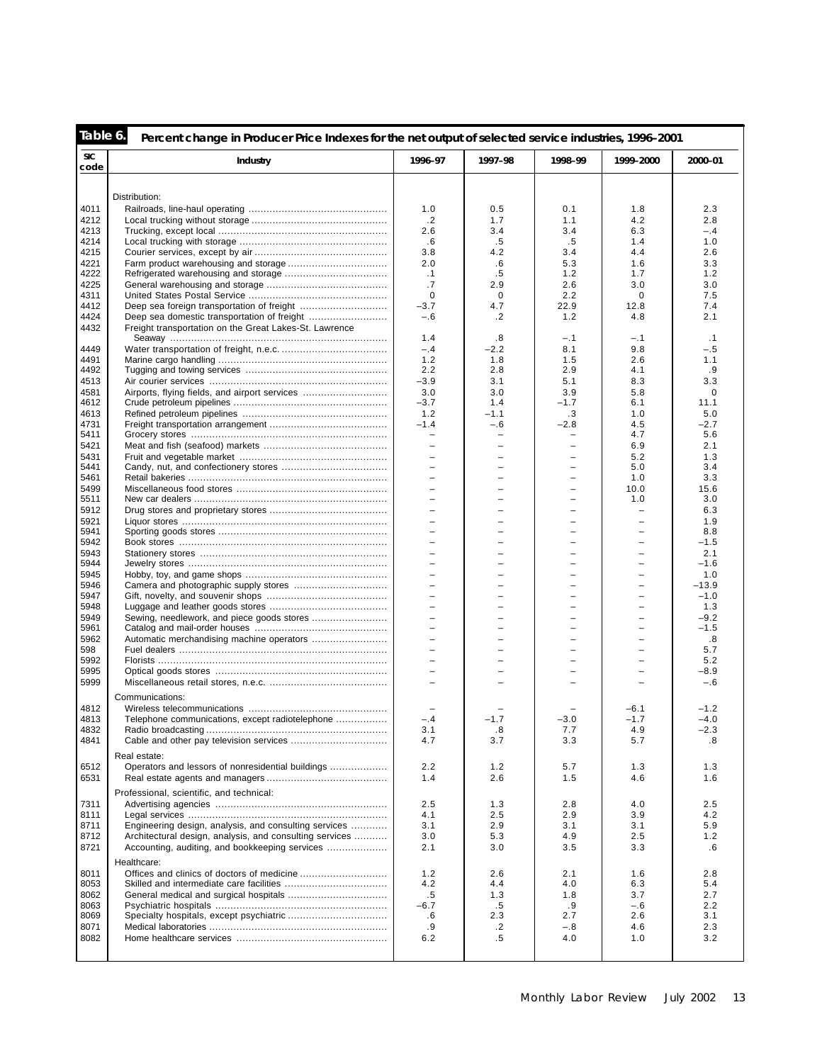**Table 6. Percent change in Producer Price Indexes for the net output of selected service industries, 1996–2001**

| SIC code | Industry | 1996-97 | 1997–98 | 1998–99 | 1999–2000 | 2000–01 |
|---|---|---|---|---|---|---|
| | Distribution: | | | | | |
| 4011 | Railroads, line-haul operating | 1.0 | 0.5 | 0.1 | 1.8 | 2.3 |
| 4212 | Local trucking without storage | .2 | 1.7 | 1.1 | 4.2 | 2.8 |
| 4213 | Trucking, except local | 2.6 | 3.4 | 3.4 | 6.3 | –.4 |
| 4214 | Local trucking with storage | .6 | .5 | .5 | 1.4 | 1.0 |
| 4215 | Courier services, except by air | 3.8 | 4.2 | 3.4 | 4.4 | 2.6 |
| 4221 | Farm product warehousing and storage | 2.0 | .6 | 5.3 | 1.6 | 3.3 |
| 4222 | Refrigerated warehousing and storage | .1 | .5 | 1.2 | 1.7 | 1.2 |
| 4225 | General warehousing and storage | .7 | 2.9 | 2.6 | 3.0 | 3.0 |
| 4311 | United States Postal Service | 0 | 0 | 2.2 | 0 | 7.5 |
| 4412 | Deep sea foreign transportation of freight | –3.7 | 4.7 | 22.9 | 12.8 | 7.4 |
| 4424 | Deep sea domestic transportation of freight | –.6 | .2 | 1.2 | 4.8 | 2.1 |
| 4432 | Freight transportation on the Great Lakes-St. Lawrence Seaway | 1.4 | .8 | –.1 | –.1 | .1 |
| 4449 | Water transportation of freight, n.e.c. | –.4 | –2.2 | 8.1 | 9.8 | –.5 |
| 4491 | Marine cargo handling | 1.2 | 1.8 | 1.5 | 2.6 | 1.1 |
| 4492 | Tugging and towing services | 2.2 | 2.8 | 2.9 | 4.1 | .9 |
| 4513 | Air courier services | –3.9 | 3.1 | 5.1 | 8.3 | 3.3 |
| 4581 | Airports, flying fields, and airport services | 3.0 | 3.0 | 3.9 | 5.8 | 0 |
| 4612 | Crude petroleum pipelines | –3.7 | 1.4 | –1.7 | 6.1 | 11.1 |
| 4613 | Refined petroleum pipelines | 1.2 | –1.1 | .3 | 1.0 | 5.0 |
| 4731 | Freight transportation arrangement | –1.4 | –.6 | –2.8 | 4.5 | –2.7 |
| 5411 | Grocery stores | – | – | – | 4.7 | 5.6 |
| 5421 | Meat and fish (seafood) markets | – | – | – | 6.9 | 2.1 |
| 5431 | Fruit and vegetable market | – | – | – | 5.2 | 1.3 |
| 5441 | Candy, nut, and confectionery stores | – | – | – | 5.0 | 3.4 |
| 5461 | Retail bakeries | – | – | – | 1.0 | 3.3 |
| 5499 | Miscellaneous food stores | – | – | – | 10.0 | 15.6 |
| 5511 | New car dealers | – | – | – | 1.0 | 3.0 |
| 5912 | Drug stores and proprietary stores | – | – | – | – | 6.3 |
| 5921 | Liquor stores | – | – | – | – | 1.9 |
| 5941 | Sporting goods stores | – | – | – | – | 8.8 |
| 5942 | Book stores | – | – | – | – | –1.5 |
| 5943 | Stationery stores | – | – | – | – | 2.1 |
| 5944 | Jewelry stores | – | – | – | – | –1.6 |
| 5945 | Hobby, toy, and game shops | – | – | – | – | 1.0 |
| 5946 | Camera and photographic supply stores | – | – | – | – | –13.9 |
| 5947 | Gift, novelty, and souvenir shops | – | – | – | – | –1.0 |
| 5948 | Luggage and leather goods stores | – | – | – | – | 1.3 |
| 5949 | Sewing, needlework, and piece goods stores | – | – | – | – | –9.2 |
| 5961 | Catalog and mail-order houses | – | – | – | – | –1.5 |
| 5962 | Automatic merchandising machine operators | – | – | – | – | .8 |
| 598 | Fuel dealers | – | – | – | – | 5.7 |
| 5992 | Florists | – | – | – | – | 5.2 |
| 5995 | Optical goods stores | – | – | – | – | –8.9 |
| 5999 | Miscellaneous retail stores, n.e.c. | – | – | – | – | –.6 |
| | Communications: | | | | | |
| 4812 | Wireless telecommunications | – | – | – | –6.1 | –1.2 |
| 4813 | Telephone communications, except radiotelephone | –.4 | –1.7 | –3.0 | –1.7 | –4.0 |
| 4832 | Radio broadcasting | 3.1 | .8 | 7.7 | 4.9 | –2.3 |
| 4841 | Cable and other pay television services | 4.7 | 3.7 | 3.3 | 5.7 | .8 |
| | Real estate: | | | | | |
| 6512 | Operators and lessors of nonresidential buildings | 2.2 | 1.2 | 5.7 | 1.3 | 1.3 |
| 6531 | Real estate agents and managers | 1.4 | 2.6 | 1.5 | 4.6 | 1.6 |
| | Professional, scientific, and technical: | | | | | |
| 7311 | Advertising agencies | 2.5 | 1.3 | 2.8 | 4.0 | 2.5 |
| 8111 | Legal services | 4.1 | 2.5 | 2.9 | 3.9 | 4.2 |
| 8711 | Engineering design, analysis, and consulting services | 3.1 | 2.9 | 3.1 | 3.1 | 5.9 |
| 8712 | Architectural design, analysis, and consulting services | 3.0 | 5.3 | 4.9 | 2.5 | 1.2 |
| 8721 | Accounting, auditing, and bookkeeping services | 2.1 | 3.0 | 3.5 | 3.3 | .6 |
| | Healthcare: | | | | | |
| 8011 | Offices and clinics of doctors of medicine | 1.2 | 2.6 | 2.1 | 1.6 | 2.8 |
| 8053 | Skilled and intermediate care facilities | 4.2 | 4.4 | 4.0 | 6.3 | 5.4 |
| 8062 | General medical and surgical hospitals | .5 | 1.3 | 1.8 | 3.7 | 2.7 |
| 8063 | Psychiatric hospitals | –6.7 | .5 | .9 | –.6 | 2.2 |
| 8069 | Specialty hospitals, except psychiatric | .6 | 2.3 | 2.7 | 2.6 | 3.1 |
| 8071 | Medical laboratories | .9 | .2 | –.8 | 4.6 | 2.3 |
| 8082 | Home healthcare services | 6.2 | .5 | 4.0 | 1.0 | 3.2 |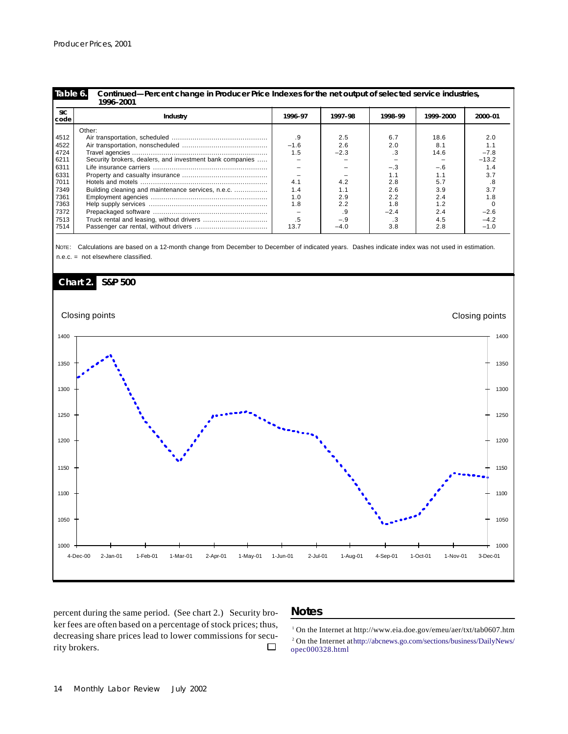**Table 6. Continued—Percent change in Producer Price Indexes for the net output of selected service industries, 1996–2001**

| SIC code | Industry | 1996–97 | 1997–98 | 1998–99 | 1999–2000 | 2000–01 |
|---|---|---|---|---|---|---|
| | Other: | | | | | |
| 4512 | Air transportation, scheduled | .9 | 2.5 | 6.7 | 18.6 | 2.0 |
| 4522 | Air transportation, nonscheduled | −1.6 | 2.6 | 2.0 | 8.1 | 1.1 |
| 4724 | Travel agencies | 1.5 | −2.3 | .3 | 14.6 | −7.8 |
| 6211 | Security brokers, dealers, and investment bank companies | – | – | – | – | −13.2 |
| 6311 | Life insurance carriers | – | – | −.3 | −.6 | 1.4 |
| 6331 | Property and casualty insurance | – | – | 1.1 | 1.1 | 3.7 |
| 7011 | Hotels and motels | 4.1 | 4.2 | 2.8 | 5.7 | .8 |
| 7349 | Building cleaning and maintenance services, n.e.c. | 1.4 | 1.1 | 2.6 | 3.9 | 3.7 |
| 7361 | Employment agencies | 1.0 | 2.9 | 2.2 | 2.4 | 1.8 |
| 7363 | Help supply services | 1.8 | 2.2 | 1.8 | 1.2 | 0 |
| 7372 | Prepackaged software | – | .9 | −2.4 | 2.4 | −2.6 |
| 7513 | Truck rental and leasing, without drivers | .5 | −.9 | .3 | 4.5 | −4.2 |
| 7514 | Passenger car rental, without drivers | 13.7 | −4.0 | 3.8 | 2.8 | −1.0 |

NOTE: Calculations are based on a 12-month change from December to December of indicated years. Dashes indicate index was not used in estimation.
n.e.c. = not elsewhere classified.

**Chart 2. S&P 500**

percent during the same period. (See chart 2.) Security broker fees are often based on a percentage of stock prices; thus, decreasing share prices lead to lower commissions for security brokers.

## Notes

[1] On the Internet at http://www.eia.doe.gov/emeu/aer/txt/tab0607.htm

[2] On the Internet at http://abcnews.go.com/sections/business/DailyNews/opec000328.html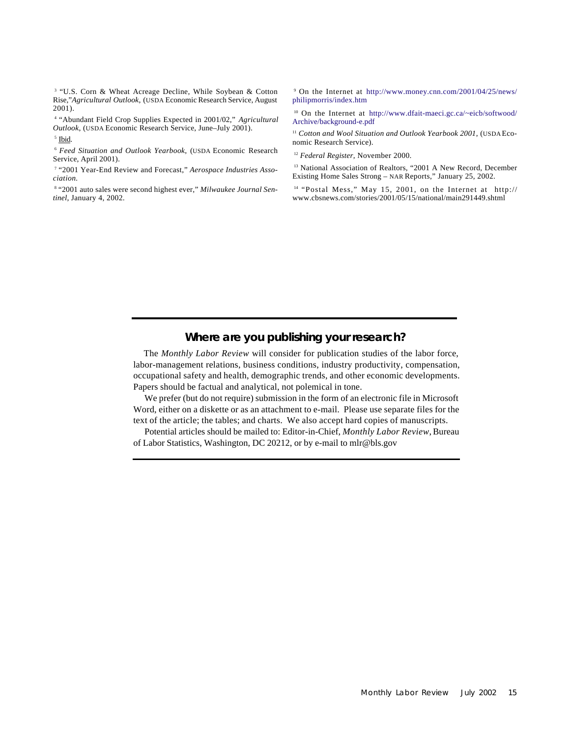[3] "U.S. Corn & Wheat Acreage Decline, While Soybean & Cotton Rise,"*Agricultural Outlook*, (USDA Economic Research Service, August 2001).

[4] "Abundant Field Crop Supplies Expected in 2001/02," *Agricultural Outlook*, (USDA Economic Research Service, June–July 2001).

[5] Ibid.

[6] *Feed Situation and Outlook Yearbook*, (USDA Economic Research Service, April 2001).

[7] "2001 Year-End Review and Forecast," *Aerospace Industries Association*.

[8] "2001 auto sales were second highest ever," *Milwaukee Journal Sentinel*, January 4, 2002.

[9] On the Internet at http://www.money.cnn.com/2001/04/25/news/philipmorris/index.htm

[10] On the Internet at http://www.dfait-maeci.gc.ca/~eicb/softwood/Archive/background-e.pdf

[11] *Cotton and Wool Situation and Outlook Yearbook 2001*, (USDA Economic Research Service).

[12] *Federal Register*, November 2000.

[13] National Association of Realtors, "2001 A New Record, December Existing Home Sales Strong – NAR Reports," January 25, 2002.

[14] "Postal Mess," May 15, 2001, on the Internet at http://www.cbsnews.com/stories/2001/05/15/national/main291449.shtml

---

## Where are you publishing your research?

The *Monthly Labor Review* will consider for publication studies of the labor force, labor-management relations, business conditions, industry productivity, compensation, occupational safety and health, demographic trends, and other economic developments. Papers should be factual and analytical, not polemical in tone.

We prefer (but do not require) submission in the form of an electronic file in Microsoft Word, either on a diskette or as an attachment to e-mail. Please use separate files for the text of the article; the tables; and charts. We also accept hard copies of manuscripts.

Potential articles should be mailed to: Editor-in-Chief, *Monthly Labor Review,* Bureau of Labor Statistics, Washington, DC 20212, or by e-mail to mlr@bls.gov

---